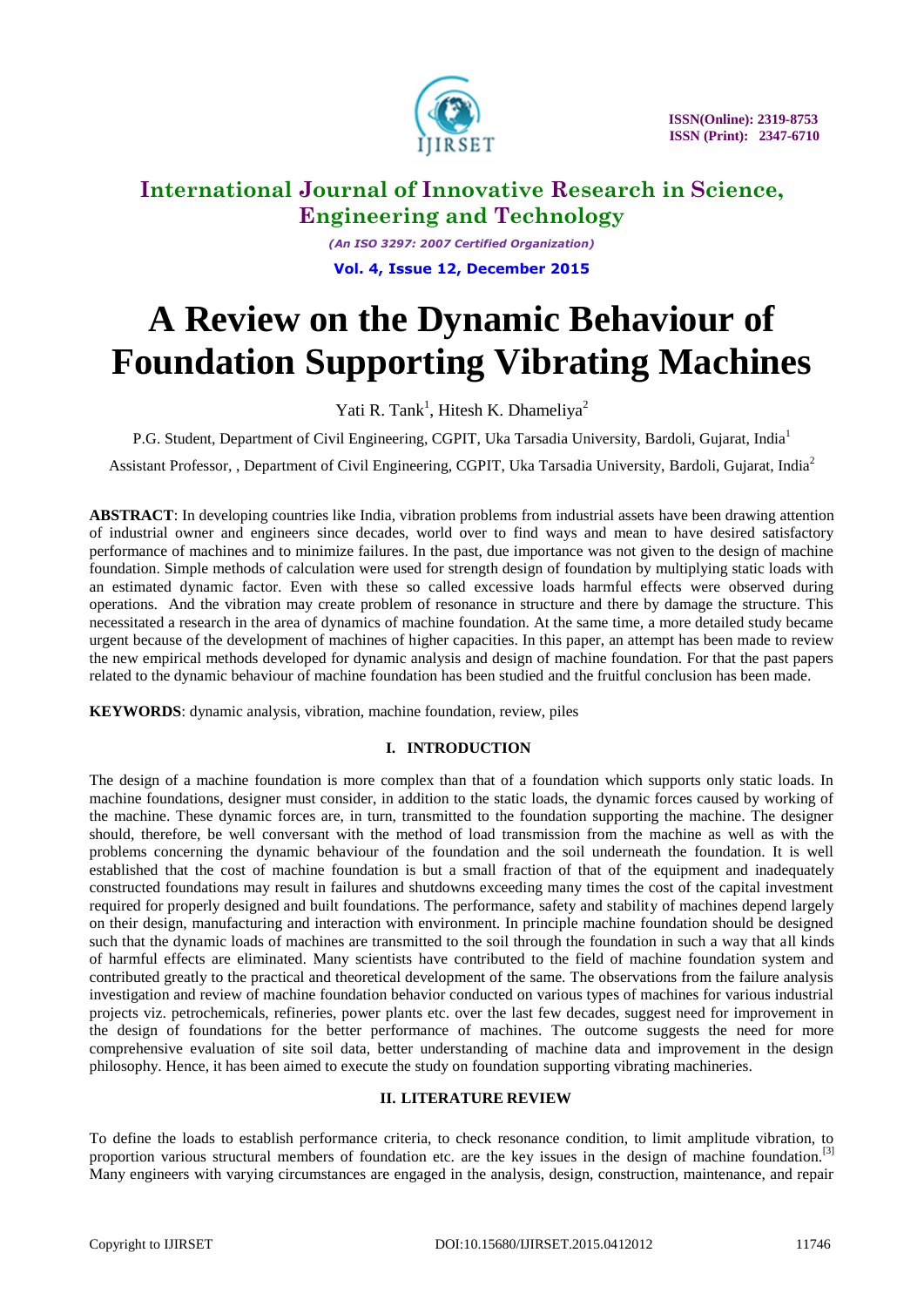# A Review on the Dynamic Behaviour of Foundation Supporting Vibrating Machines

Yati R. Tank[1], Hitesh K. Dhameliya[2]

P.G. Student, Department of Civil Engineering, CGPIT, Uka Tarsadia University, Bardoli, Gujarat, India[1]

Assistant Professor, , Department of Civil Engineering, CGPIT, Uka Tarsadia University, Bardoli, Gujarat, India[2]

**ABSTRACT**: In developing countries like India, vibration problems from industrial assets have been drawing attention of industrial owner and engineers since decades, world over to find ways and mean to have desired satisfactory performance of machines and to minimize failures. In the past, due importance was not given to the design of machine foundation. Simple methods of calculation were used for strength design of foundation by multiplying static loads with an estimated dynamic factor. Even with these so called excessive loads harmful effects were observed during operations. And the vibration may create problem of resonance in structure and there by damage the structure. This necessitated a research in the area of dynamics of machine foundation. At the same time, a more detailed study became urgent because of the development of machines of higher capacities. In this paper, an attempt has been made to review the new empirical methods developed for dynamic analysis and design of machine foundation. For that the past papers related to the dynamic behaviour of machine foundation has been studied and the fruitful conclusion has been made.

**KEYWORDS**: dynamic analysis, vibration, machine foundation, review, piles

## I. INTRODUCTION

The design of a machine foundation is more complex than that of a foundation which supports only static loads. In machine foundations, designer must consider, in addition to the static loads, the dynamic forces caused by working of the machine. These dynamic forces are, in turn, transmitted to the foundation supporting the machine. The designer should, therefore, be well conversant with the method of load transmission from the machine as well as with the problems concerning the dynamic behaviour of the foundation and the soil underneath the foundation. It is well established that the cost of machine foundation is but a small fraction of that of the equipment and inadequately constructed foundations may result in failures and shutdowns exceeding many times the cost of the capital investment required for properly designed and built foundations. The performance, safety and stability of machines depend largely on their design, manufacturing and interaction with environment. In principle machine foundation should be designed such that the dynamic loads of machines are transmitted to the soil through the foundation in such a way that all kinds of harmful effects are eliminated. Many scientists have contributed to the field of machine foundation system and contributed greatly to the practical and theoretical development of the same. The observations from the failure analysis investigation and review of machine foundation behavior conducted on various types of machines for various industrial projects viz. petrochemicals, refineries, power plants etc. over the last few decades, suggest need for improvement in the design of foundations for the better performance of machines. The outcome suggests the need for more comprehensive evaluation of site soil data, better understanding of machine data and improvement in the design philosophy. Hence, it has been aimed to execute the study on foundation supporting vibrating machineries.

## II. LITERATURE REVIEW

To define the loads to establish performance criteria, to check resonance condition, to limit amplitude vibration, to proportion various structural members of foundation etc. are the key issues in the design of machine foundation.[3] Many engineers with varying circumstances are engaged in the analysis, design, construction, maintenance, and repair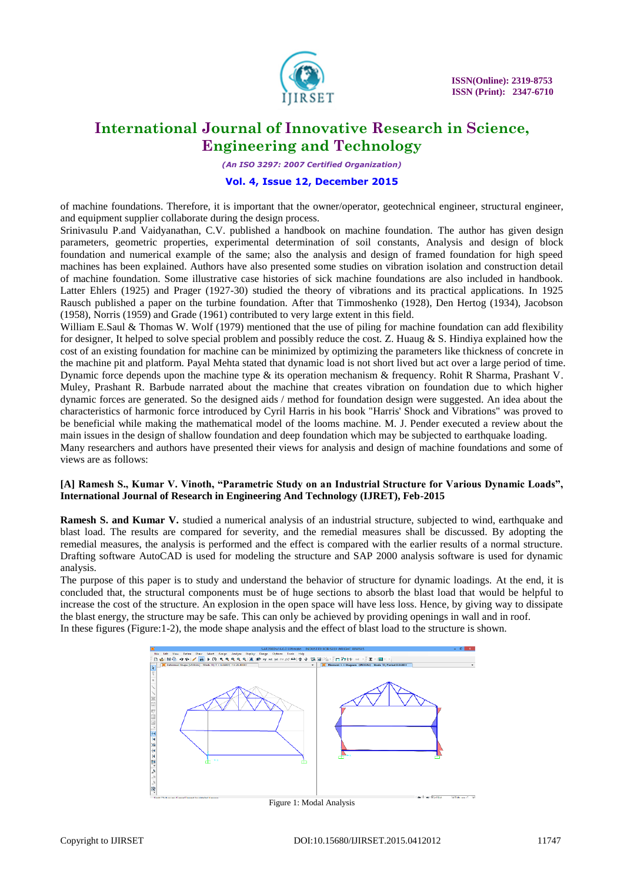of machine foundations. Therefore, it is important that the owner/operator, geotechnical engineer, structural engineer, and equipment supplier collaborate during the design process.

Srinivasulu P.and Vaidyanathan, C.V. published a handbook on machine foundation. The author has given design parameters, geometric properties, experimental determination of soil constants, Analysis and design of block foundation and numerical example of the same; also the analysis and design of framed foundation for high speed machines has been explained. Authors have also presented some studies on vibration isolation and construction detail of machine foundation. Some illustrative case histories of sick machine foundations are also included in handbook. Latter Ehlers (1925) and Prager (1927-30) studied the theory of vibrations and its practical applications. In 1925 Rausch published a paper on the turbine foundation. After that Timmoshenko (1928), Den Hertog (1934), Jacobson (1958), Norris (1959) and Grade (1961) contributed to very large extent in this field.

William E.Saul & Thomas W. Wolf (1979) mentioned that the use of piling for machine foundation can add flexibility for designer, It helped to solve special problem and possibly reduce the cost. Z. Huaug & S. Hindiya explained how the cost of an existing foundation for machine can be minimized by optimizing the parameters like thickness of concrete in the machine pit and platform. Payal Mehta stated that dynamic load is not short lived but act over a large period of time. Dynamic force depends upon the machine type & its operation mechanism & frequency. Rohit R Sharma, Prashant V. Muley, Prashant R. Barbude narrated about the machine that creates vibration on foundation due to which higher dynamic forces are generated. So the designed aids / method for foundation design were suggested. An idea about the characteristics of harmonic force introduced by Cyril Harris in his book "Harris' Shock and Vibrations" was proved to be beneficial while making the mathematical model of the looms machine. M. J. Pender executed a review about the main issues in the design of shallow foundation and deep foundation which may be subjected to earthquake loading.

Many researchers and authors have presented their views for analysis and design of machine foundations and some of views are as follows:

**[A] Ramesh S., Kumar V. Vinoth, "Parametric Study on an Industrial Structure for Various Dynamic Loads", International Journal of Research in Engineering And Technology (IJRET), Feb-2015**

**Ramesh S. and Kumar V.** studied a numerical analysis of an industrial structure, subjected to wind, earthquake and blast load. The results are compared for severity, and the remedial measures shall be discussed. By adopting the remedial measures, the analysis is performed and the effect is compared with the earlier results of a normal structure. Drafting software AutoCAD is used for modeling the structure and SAP 2000 analysis software is used for dynamic analysis.

The purpose of this paper is to study and understand the behavior of structure for dynamic loadings. At the end, it is concluded that, the structural components must be of huge sections to absorb the blast load that would be helpful to increase the cost of the structure. An explosion in the open space will have less loss. Hence, by giving way to dissipate the blast energy, the structure may be safe. This can only be achieved by providing openings in wall and in roof.

In these figures (Figure:1-2), the mode shape analysis and the effect of blast load to the structure is shown.

Figure 1: Modal Analysis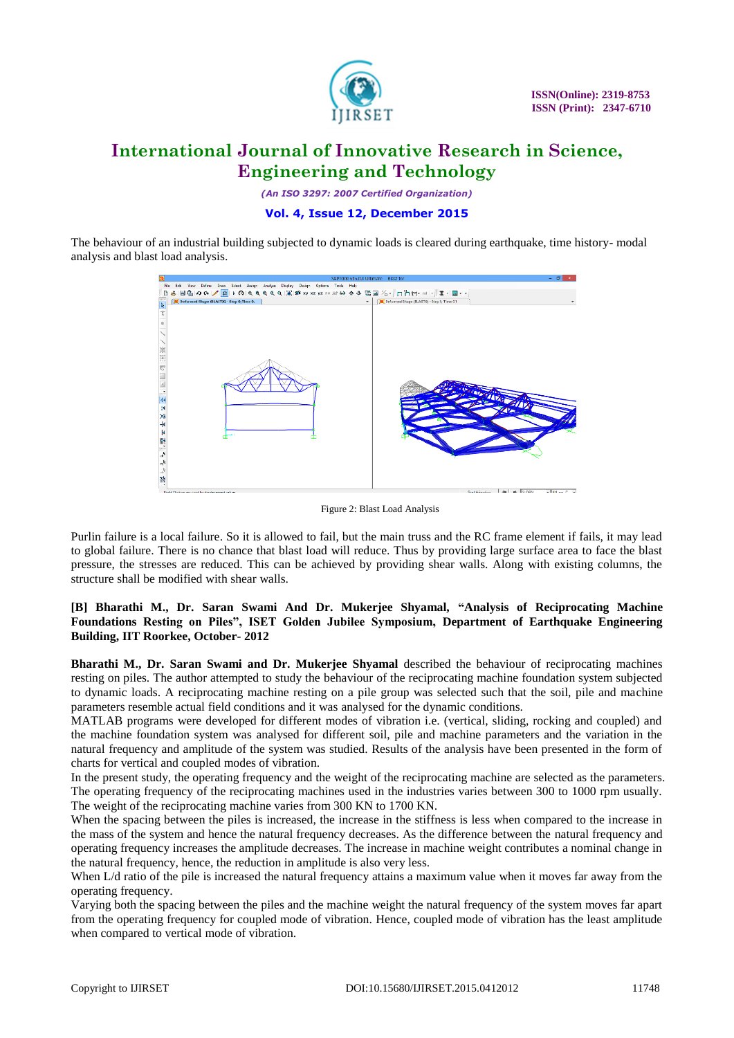The behaviour of an industrial building subjected to dynamic loads is cleared during earthquake, time history- modal analysis and blast load analysis.

Figure 2: Blast Load Analysis

Purlin failure is a local failure. So it is allowed to fail, but the main truss and the RC frame element if fails, it may lead to global failure. There is no chance that blast load will reduce. Thus by providing large surface area to face the blast pressure, the stresses are reduced. This can be achieved by providing shear walls. Along with existing columns, the structure shall be modified with shear walls.

**[B] Bharathi M., Dr. Saran Swami And Dr. Mukerjee Shyamal, "Analysis of Reciprocating Machine Foundations Resting on Piles", ISET Golden Jubilee Symposium, Department of Earthquake Engineering Building, IIT Roorkee, October- 2012**

**Bharathi M., Dr. Saran Swami and Dr. Mukerjee Shyamal** described the behaviour of reciprocating machines resting on piles. The author attempted to study the behaviour of the reciprocating machine foundation system subjected to dynamic loads. A reciprocating machine resting on a pile group was selected such that the soil, pile and machine parameters resemble actual field conditions and it was analysed for the dynamic conditions.
MATLAB programs were developed for different modes of vibration i.e. (vertical, sliding, rocking and coupled) and the machine foundation system was analysed for different soil, pile and machine parameters and the variation in the natural frequency and amplitude of the system was studied. Results of the analysis have been presented in the form of charts for vertical and coupled modes of vibration.
In the present study, the operating frequency and the weight of the reciprocating machine are selected as the parameters. The operating frequency of the reciprocating machines used in the industries varies between 300 to 1000 rpm usually. The weight of the reciprocating machine varies from 300 KN to 1700 KN.
When the spacing between the piles is increased, the increase in the stiffness is less when compared to the increase in the mass of the system and hence the natural frequency decreases. As the difference between the natural frequency and operating frequency increases the amplitude decreases. The increase in machine weight contributes a nominal change in the natural frequency, hence, the reduction in amplitude is also very less.
When L/d ratio of the pile is increased the natural frequency attains a maximum value when it moves far away from the operating frequency.
Varying both the spacing between the piles and the machine weight the natural frequency of the system moves far apart from the operating frequency for coupled mode of vibration. Hence, coupled mode of vibration has the least amplitude when compared to vertical mode of vibration.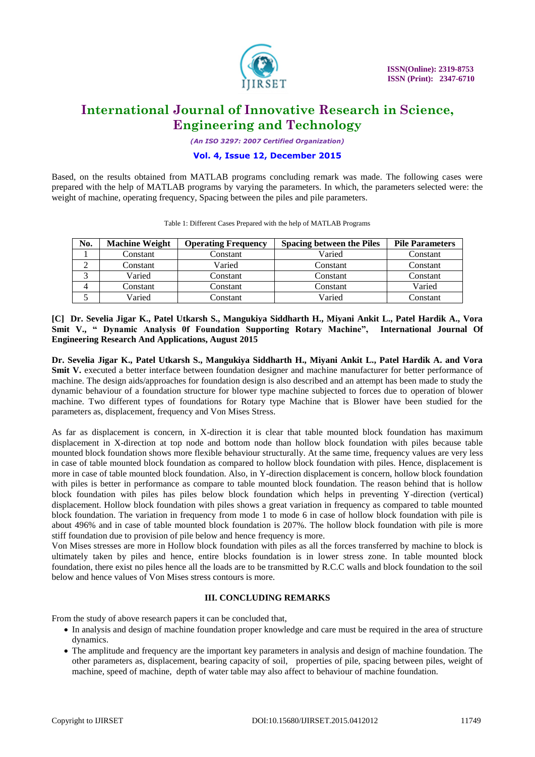Based, on the results obtained from MATLAB programs concluding remark was made. The following cases were prepared with the help of MATLAB programs by varying the parameters. In which, the parameters selected were: the weight of machine, operating frequency, Spacing between the piles and pile parameters.

Table 1: Different Cases Prepared with the help of MATLAB Programs

| No. | Machine Weight | Operating Frequency | Spacing between the Piles | Pile Parameters |
|---|---|---|---|---|
| 1 | Constant | Constant | Varied | Constant |
| 2 | Constant | Varied | Constant | Constant |
| 3 | Varied | Constant | Constant | Constant |
| 4 | Constant | Constant | Constant | Varied |
| 5 | Varied | Constant | Varied | Constant |

**[C] Dr. Sevelia Jigar K., Patel Utkarsh S., Mangukiya Siddharth H., Miyani Ankit L., Patel Hardik A., Vora Smit V., " Dynamic Analysis 0f Foundation Supporting Rotary Machine", International Journal Of Engineering Research And Applications, August 2015**

**Dr. Sevelia Jigar K., Patel Utkarsh S., Mangukiya Siddharth H., Miyani Ankit L., Patel Hardik A. and Vora Smit V.** executed a better interface between foundation designer and machine manufacturer for better performance of machine. The design aids/approaches for foundation design is also described and an attempt has been made to study the dynamic behaviour of a foundation structure for blower type machine subjected to forces due to operation of blower machine. Two different types of foundations for Rotary type Machine that is Blower have been studied for the parameters as, displacement, frequency and Von Mises Stress.

As far as displacement is concern, in X-direction it is clear that table mounted block foundation has maximum displacement in X-direction at top node and bottom node than hollow block foundation with piles because table mounted block foundation shows more flexible behaviour structurally. At the same time, frequency values are very less in case of table mounted block foundation as compared to hollow block foundation with piles. Hence, displacement is more in case of table mounted block foundation. Also, in Y-direction displacement is concern, hollow block foundation with piles is better in performance as compare to table mounted block foundation. The reason behind that is hollow block foundation with piles has piles below block foundation which helps in preventing Y-direction (vertical) displacement. Hollow block foundation with piles shows a great variation in frequency as compared to table mounted block foundation. The variation in frequency from mode 1 to mode 6 in case of hollow block foundation with pile is about 496% and in case of table mounted block foundation is 207%. The hollow block foundation with pile is more stiff foundation due to provision of pile below and hence frequency is more.
Von Mises stresses are more in Hollow block foundation with piles as all the forces transferred by machine to block is ultimately taken by piles and hence, entire blocks foundation is in lower stress zone. In table mounted block foundation, there exist no piles hence all the loads are to be transmitted by R.C.C walls and block foundation to the soil below and hence values of Von Mises stress contours is more.

## III. CONCLUDING REMARKS

From the study of above research papers it can be concluded that,

- In analysis and design of machine foundation proper knowledge and care must be required in the area of structure dynamics.
- The amplitude and frequency are the important key parameters in analysis and design of machine foundation. The other parameters as, displacement, bearing capacity of soil, properties of pile, spacing between piles, weight of machine, speed of machine, depth of water table may also affect to behaviour of machine foundation.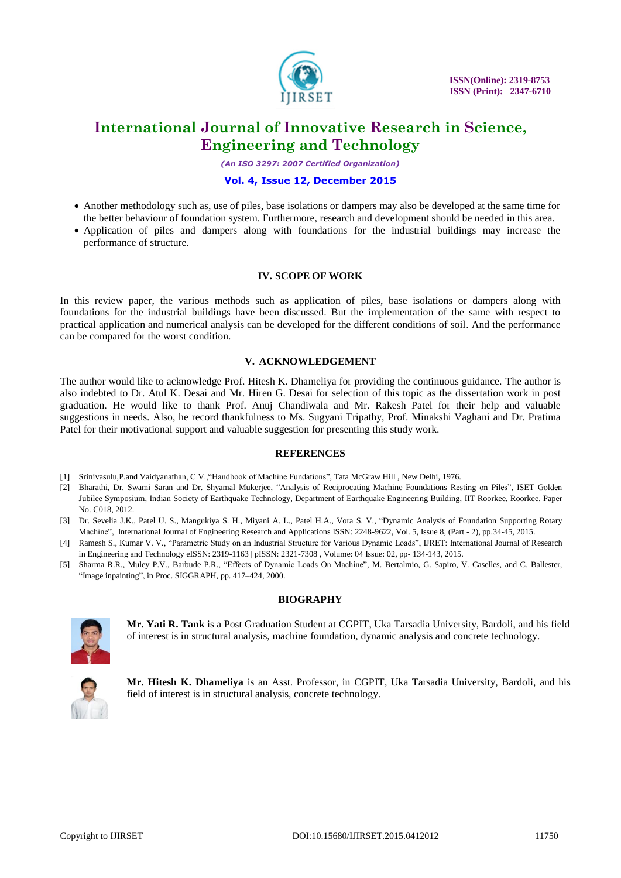- Another methodology such as, use of piles, base isolations or dampers may also be developed at the same time for the better behaviour of foundation system. Furthermore, research and development should be needed in this area.
- Application of piles and dampers along with foundations for the industrial buildings may increase the performance of structure.

## IV. SCOPE OF WORK

In this review paper, the various methods such as application of piles, base isolations or dampers along with foundations for the industrial buildings have been discussed. But the implementation of the same with respect to practical application and numerical analysis can be developed for the different conditions of soil. And the performance can be compared for the worst condition.

## V. ACKNOWLEDGEMENT

The author would like to acknowledge Prof. Hitesh K. Dhameliya for providing the continuous guidance. The author is also indebted to Dr. Atul K. Desai and Mr. Hiren G. Desai for selection of this topic as the dissertation work in post graduation. He would like to thank Prof. Anuj Chandiwala and Mr. Rakesh Patel for their help and valuable suggestions in needs. Also, he record thankfulness to Ms. Sugyani Tripathy, Prof. Minakshi Vaghani and Dr. Pratima Patel for their motivational support and valuable suggestion for presenting this study work.

## REFERENCES

[1] Srinivasulu,P.and Vaidyanathan, C.V.,"Handbook of Machine Fundations", Tata McGraw Hill , New Delhi, 1976.

[2] Bharathi, Dr. Swami Saran and Dr. Shyamal Mukerjee, "Analysis of Reciprocating Machine Foundations Resting on Piles", ISET Golden Jubilee Symposium, Indian Society of Earthquake Technology, Department of Earthquake Engineering Building, IIT Roorkee, Roorkee, Paper No. C018, 2012.

[3] Dr. Sevelia J.K., Patel U. S., Mangukiya S. H., Miyani A. L., Patel H.A., Vora S. V., "Dynamic Analysis of Foundation Supporting Rotary Machine", International Journal of Engineering Research and Applications ISSN: 2248-9622, Vol. 5, Issue 8, (Part - 2), pp.34-45, 2015.

[4] Ramesh S., Kumar V. V., "Parametric Study on an Industrial Structure for Various Dynamic Loads", IJRET: International Journal of Research in Engineering and Technology eISSN: 2319-1163 | pISSN: 2321-7308 , Volume: 04 Issue: 02, pp- 134-143, 2015.

[5] Sharma R.R., Muley P.V., Barbude P.R., "Effects of Dynamic Loads On Machine", M. Bertalmio, G. Sapiro, V. Caselles, and C. Ballester, "Image inpainting", in Proc. SIGGRAPH, pp. 417–424, 2000.

## BIOGRAPHY

**Mr. Yati R. Tank** is a Post Graduation Student at CGPIT, Uka Tarsadia University, Bardoli, and his field of interest is in structural analysis, machine foundation, dynamic analysis and concrete technology.

**Mr. Hitesh K. Dhameliya** is an Asst. Professor, in CGPIT, Uka Tarsadia University, Bardoli, and his field of interest is in structural analysis, concrete technology.